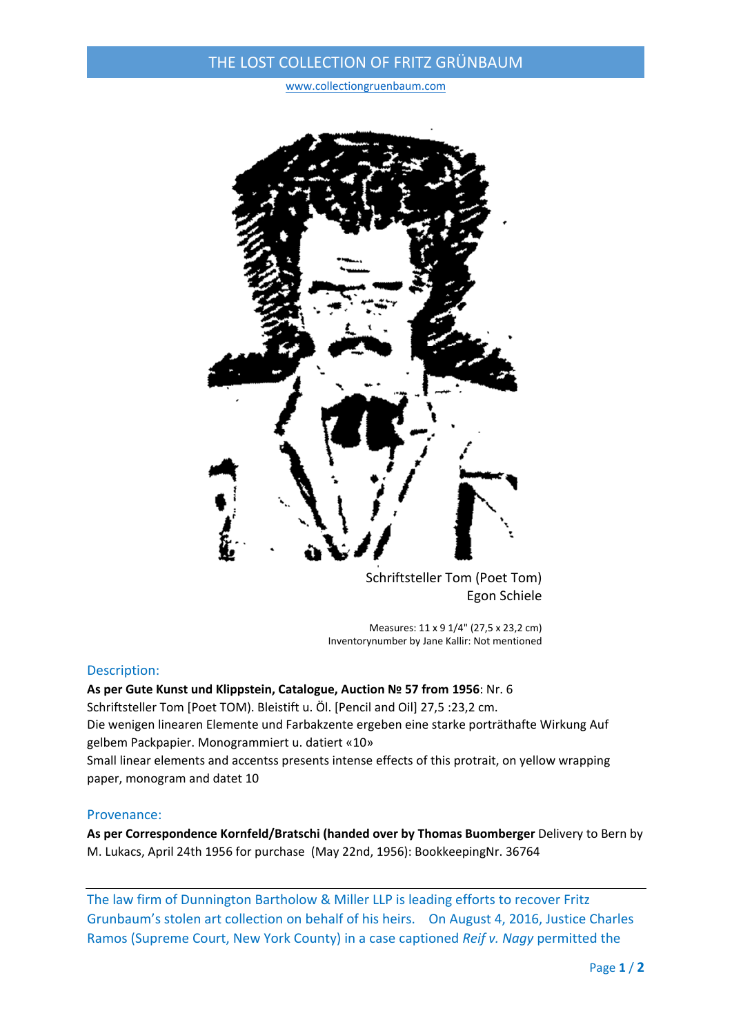# THE LOST COLLECTION OF FRITZ GRÜNBAUM

www.collectiongruenbaum.com

Schriftsteller Tom (Poet Tom)
Egon Schiele

Measures: 11 x 9 1/4" (27,5 x 23,2 cm)
Inventorynumber by Jane Kallir: Not mentioned

## Description:

**As per Gute Kunst und Klippstein, Catalogue, Auction № 57 from 1956**: Nr. 6
Schriftsteller Tom [Poet TOM). Bleistift u. Öl. [Pencil and Oil] 27,5 :23,2 cm.
Die wenigen linearen Elemente und Farbakzente ergeben eine starke porträthafte Wirkung Auf gelbem Packpapier. Monogrammiert u. datiert «10»
Small linear elements and accentss presents intense effects of this protrait, on yellow wrapping paper, monogram and datet 10

## Provenance:

**As per Correspondence Kornfeld/Bratschi (handed over by Thomas Buomberger** Delivery to Bern by M. Lukacs, April 24th 1956 for purchase (May 22nd, 1956): BookkeepingNr. 36764

---

The law firm of Dunnington Bartholow & Miller LLP is leading efforts to recover Fritz Grunbaum's stolen art collection on behalf of his heirs. On August 4, 2016, Justice Charles Ramos (Supreme Court, New York County) in a case captioned *Reif v. Nagy* permitted the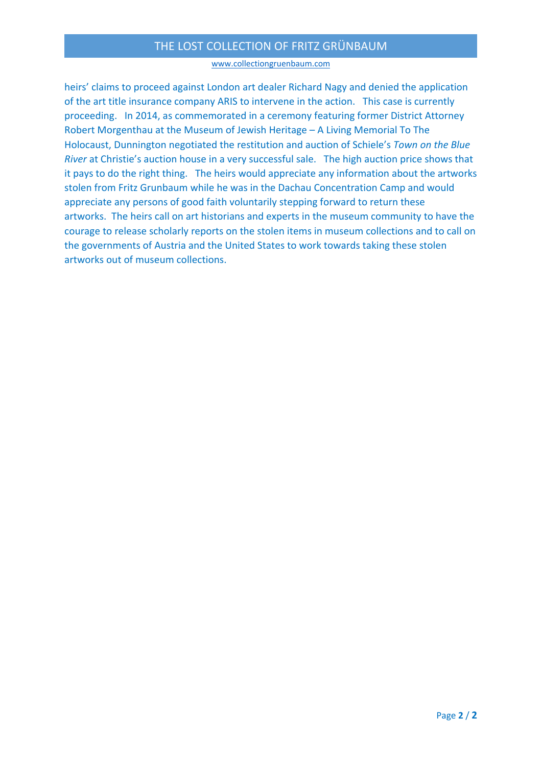heirs' claims to proceed against London art dealer Richard Nagy and denied the application of the art title insurance company ARIS to intervene in the action. This case is currently proceeding. In 2014, as commemorated in a ceremony featuring former District Attorney Robert Morgenthau at the Museum of Jewish Heritage – A Living Memorial To The Holocaust, Dunnington negotiated the restitution and auction of Schiele's *Town on the Blue River* at Christie's auction house in a very successful sale. The high auction price shows that it pays to do the right thing. The heirs would appreciate any information about the artworks stolen from Fritz Grunbaum while he was in the Dachau Concentration Camp and would appreciate any persons of good faith voluntarily stepping forward to return these artworks. The heirs call on art historians and experts in the museum community to have the courage to release scholarly reports on the stolen items in museum collections and to call on the governments of Austria and the United States to work towards taking these stolen artworks out of museum collections.